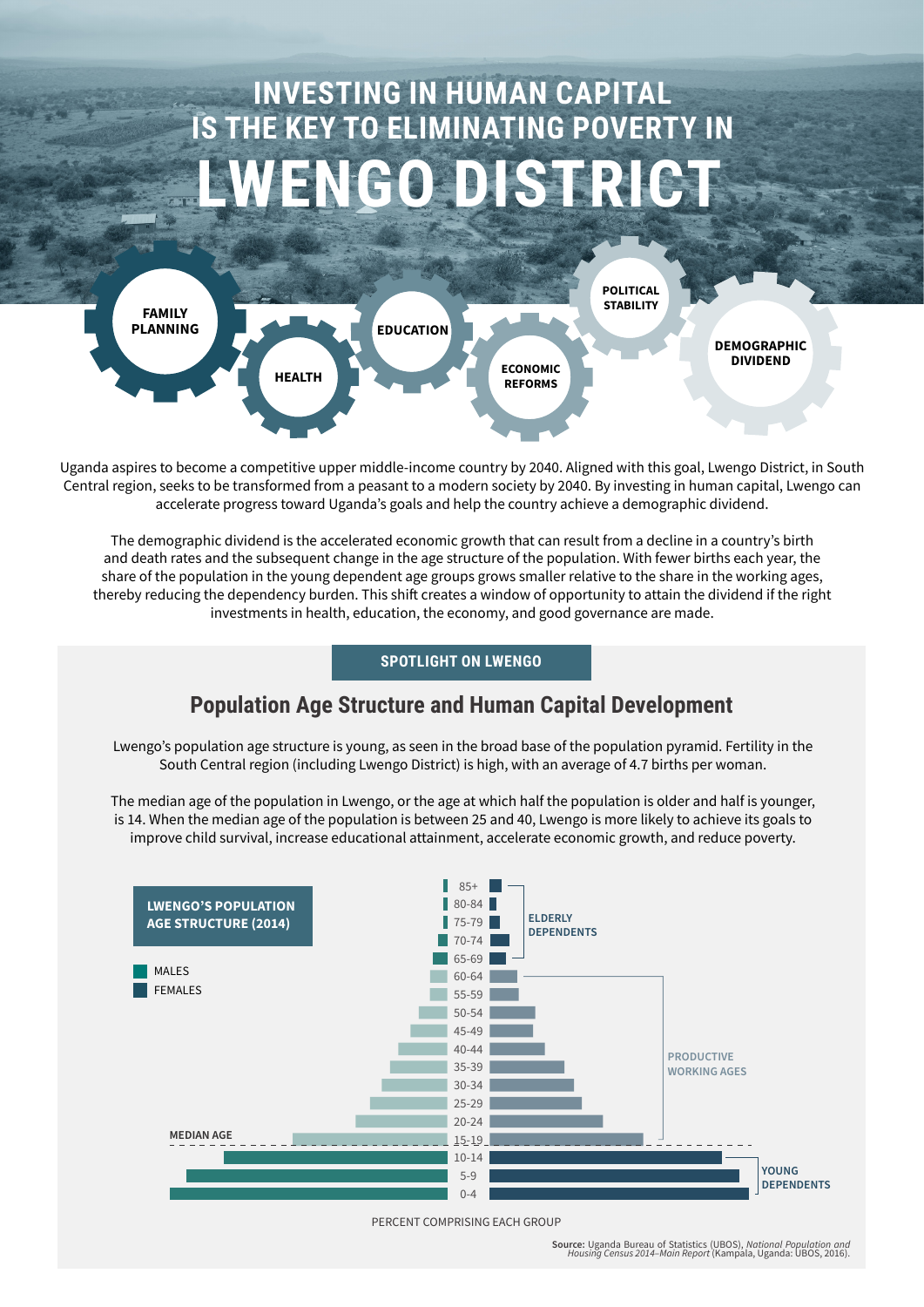# INVESTING IN HUMAN CAPITAL IS THE KEY TO ELIMINATING POVERTY IN LWENGO DISTRICT

FAMILY PLANNING · HEALTH · EDUCATION · ECONOMIC REFORMS · POLITICAL STABILITY · DEMOGRAPHIC DIVIDEND

Uganda aspires to become a competitive upper middle-income country by 2040. Aligned with this goal, Lwengo District, in South Central region, seeks to be transformed from a peasant to a modern society by 2040. By investing in human capital, Lwengo can accelerate progress toward Uganda's goals and help the country achieve a demographic dividend.

The demographic dividend is the accelerated economic growth that can result from a decline in a country's birth and death rates and the subsequent change in the age structure of the population. With fewer births each year, the share of the population in the young dependent age groups grows smaller relative to the share in the working ages, thereby reducing the dependency burden. This shift creates a window of opportunity to attain the dividend if the right investments in health, education, the economy, and good governance are made.

**SPOTLIGHT ON LWENGO**

## Population Age Structure and Human Capital Development

Lwengo's population age structure is young, as seen in the broad base of the population pyramid. Fertility in the South Central region (including Lwengo District) is high, with an average of 4.7 births per woman.

The median age of the population in Lwengo, or the age at which half the population is older and half is younger, is 14. When the median age of the population is between 25 and 40, Lwengo is more likely to achieve its goals to improve child survival, increase educational attainment, accelerate economic growth, and reduce poverty.

**LWENGO'S POPULATION AGE STRUCTURE (2014)**

MALES
FEMALES

85+, 80-84, 75-79, 70-74, 65-69: ELDERLY DEPENDENTS

60-64, 55-59, 50-54, 45-49, 40-44, 35-39, 30-34, 25-29, 20-24, 15-19: PRODUCTIVE WORKING AGES

MEDIAN AGE

10-14, 5-9, 0-4: YOUNG DEPENDENTS

PERCENT COMPRISING EACH GROUP

**Source:** Uganda Bureau of Statistics (UBOS), *National Population and Housing Census 2014–Main Report* (Kampala, Uganda: UBOS, 2016).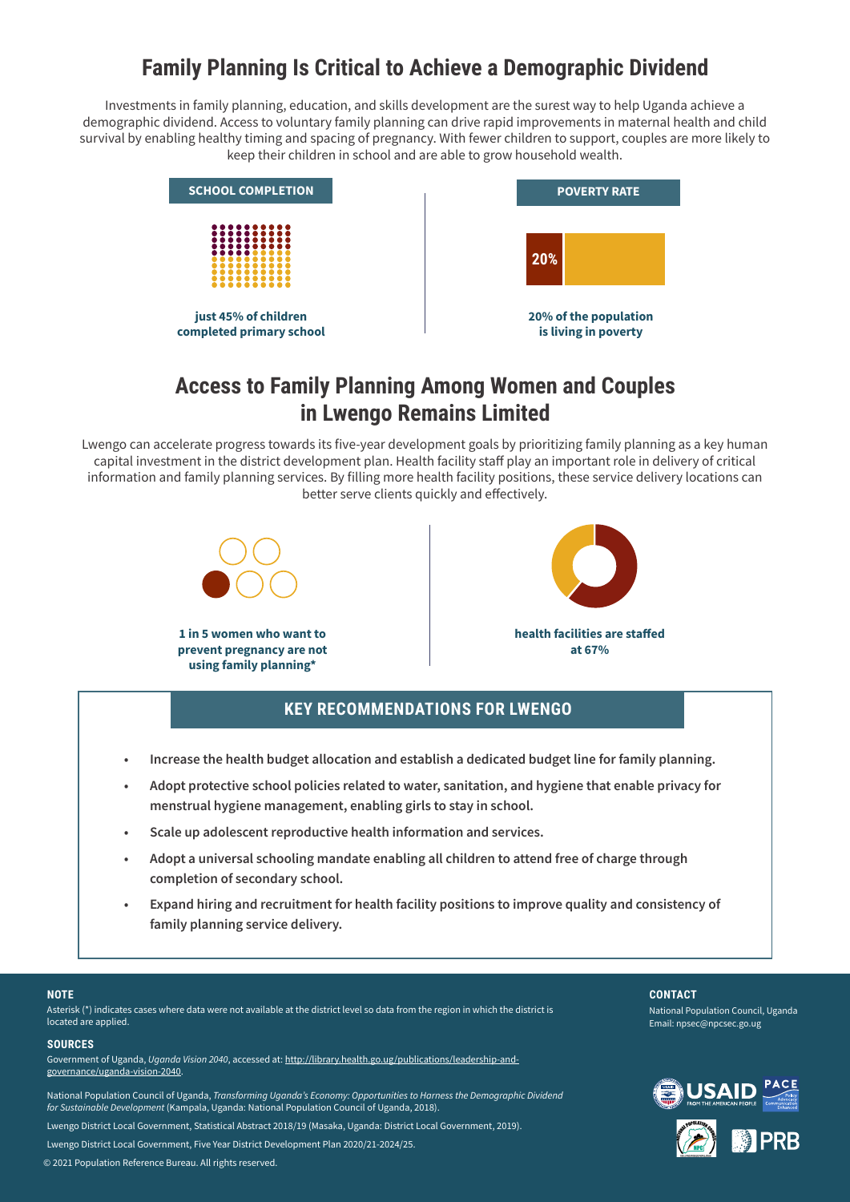# Family Planning Is Critical to Achieve a Demographic Dividend

Investments in family planning, education, and skills development are the surest way to help Uganda achieve a demographic dividend. Access to voluntary family planning can drive rapid improvements in maternal health and child survival by enabling healthy timing and spacing of pregnancy. With fewer children to support, couples are more likely to keep their children in school and are able to grow household wealth.

**SCHOOL COMPLETION**

**just 45% of children completed primary school**

**POVERTY RATE**

20%

**20% of the population is living in poverty**

# Access to Family Planning Among Women and Couples in Lwengo Remains Limited

Lwengo can accelerate progress towards its five-year development goals by prioritizing family planning as a key human capital investment in the district development plan. Health facility staff play an important role in delivery of critical information and family planning services. By filling more health facility positions, these service delivery locations can better serve clients quickly and effectively.

**1 in 5 women who want to prevent pregnancy are not using family planning***

**health facilities are staffed at 67%**

## KEY RECOMMENDATIONS FOR LWENGO

- **Increase the health budget allocation and establish a dedicated budget line for family planning.**
- **Adopt protective school policies related to water, sanitation, and hygiene that enable privacy for menstrual hygiene management, enabling girls to stay in school.**
- **Scale up adolescent reproductive health information and services.**
- **Adopt a universal schooling mandate enabling all children to attend free of charge through completion of secondary school.**
- **Expand hiring and recruitment for health facility positions to improve quality and consistency of family planning service delivery.**

### NOTE

Asterisk (*) indicates cases where data were not available at the district level so data from the region in which the district is located are applied.

### SOURCES

Government of Uganda, *Uganda Vision 2040*, accessed at: http://library.health.go.ug/publications/leadership-and-governance/uganda-vision-2040.

National Population Council of Uganda, *Transforming Uganda's Economy: Opportunities to Harness the Demographic Dividend for Sustainable Development* (Kampala, Uganda: National Population Council of Uganda, 2018).

Lwengo District Local Government, Statistical Abstract 2018/19 (Masaka, Uganda: District Local Government, 2019).

Lwengo District Local Government, Five Year District Development Plan 2020/21-2024/25.

© 2021 Population Reference Bureau. All rights reserved.

### CONTACT

National Population Council, Uganda
Email: npsec@npcsec.go.ug